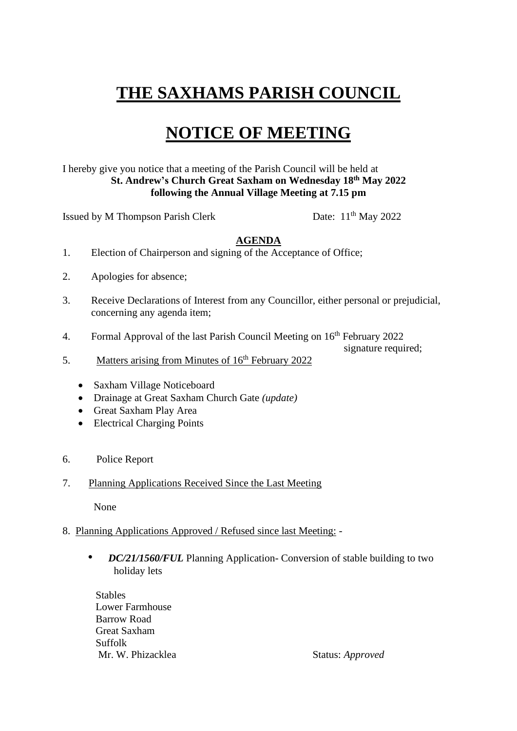# THE SAXHAMS PARISH COUNCIL

# NOTICE OF MEETING

I hereby give you notice that a meeting of the Parish Council will be held at
**St. Andrew's Church Great Saxham on Wednesday 18th May 2022**
**following the Annual Village Meeting at 7.15 pm**

Issued by M Thompson Parish Clerk Date: 11th May 2022

**AGENDA**

1. Election of Chairperson and signing of the Acceptance of Office;

2. Apologies for absence;

3. Receive Declarations of Interest from any Councillor, either personal or prejudicial, concerning any agenda item;

4. Formal Approval of the last Parish Council Meeting on 16th February 2022 signature required;

5. Matters arising from Minutes of 16th February 2022

   - Saxham Village Noticeboard
   - Drainage at Great Saxham Church Gate *(update)*
   - Great Saxham Play Area
   - Electrical Charging Points

6. Police Report

7. Planning Applications Received Since the Last Meeting

   None

8. Planning Applications Approved / Refused since last Meeting: -

   - ***DC/21/1560/FUL*** Planning Application- Conversion of stable building to two holiday lets

     Stables
     Lower Farmhouse
     Barrow Road
     Great Saxham
     Suffolk
     Mr. W. Phizacklea Status: *Approved*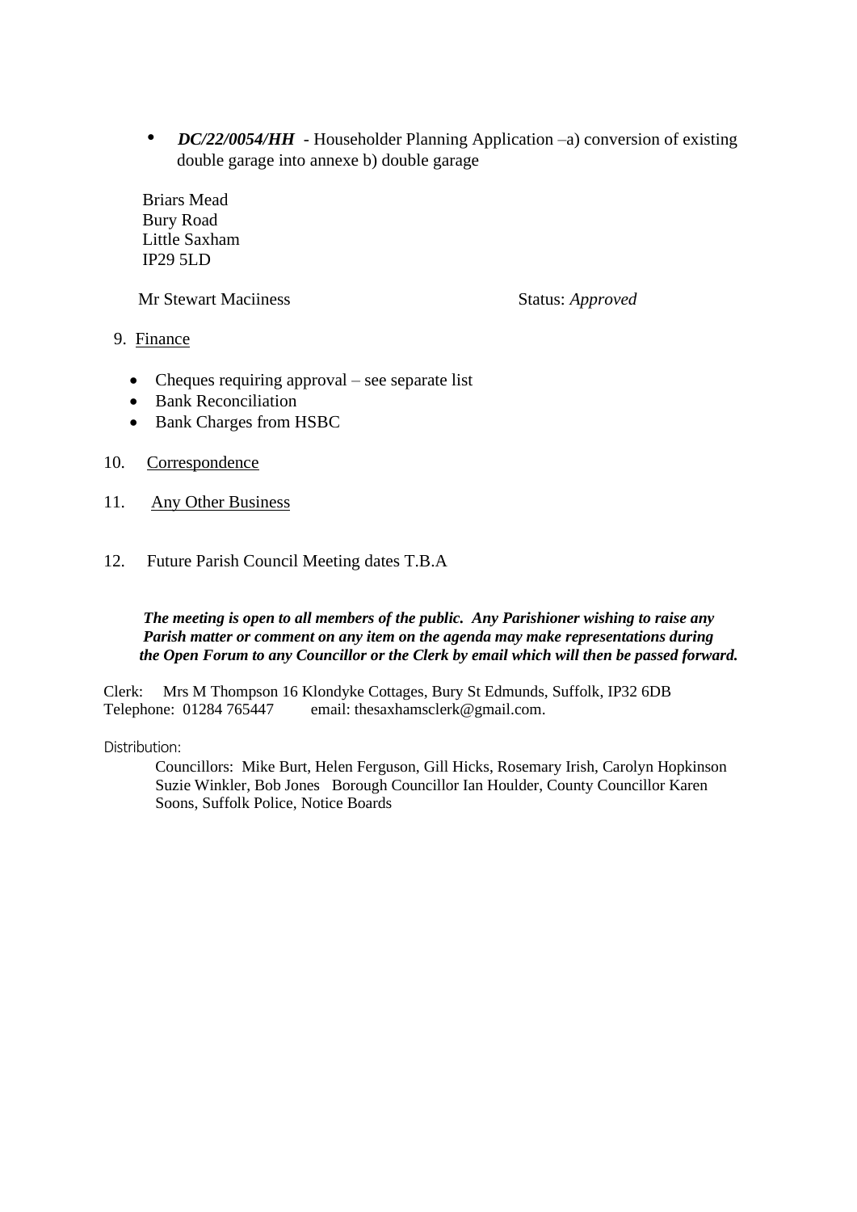- ***DC/22/0054/HH*** - Householder Planning Application –a) conversion of existing double garage into annexe b) double garage

Briars Mead
Bury Road
Little Saxham
IP29 5LD

Mr Stewart Maciiness Status: *Approved*

9. Finance

- Cheques requiring approval – see separate list
- Bank Reconciliation
- Bank Charges from HSBC

10. Correspondence

11. Any Other Business

12. Future Parish Council Meeting dates T.B.A

***The meeting is open to all members of the public. Any Parishioner wishing to raise any Parish matter or comment on any item on the agenda may make representations during the Open Forum to any Councillor or the Clerk by email which will then be passed forward.***

Clerk: Mrs M Thompson 16 Klondyke Cottages, Bury St Edmunds, Suffolk, IP32 6DB
Telephone: 01284 765447 email: thesaxhamsclerk@gmail.com.

Distribution:

Councillors: Mike Burt, Helen Ferguson, Gill Hicks, Rosemary Irish, Carolyn Hopkinson Suzie Winkler, Bob Jones Borough Councillor Ian Houlder, County Councillor Karen Soons, Suffolk Police, Notice Boards